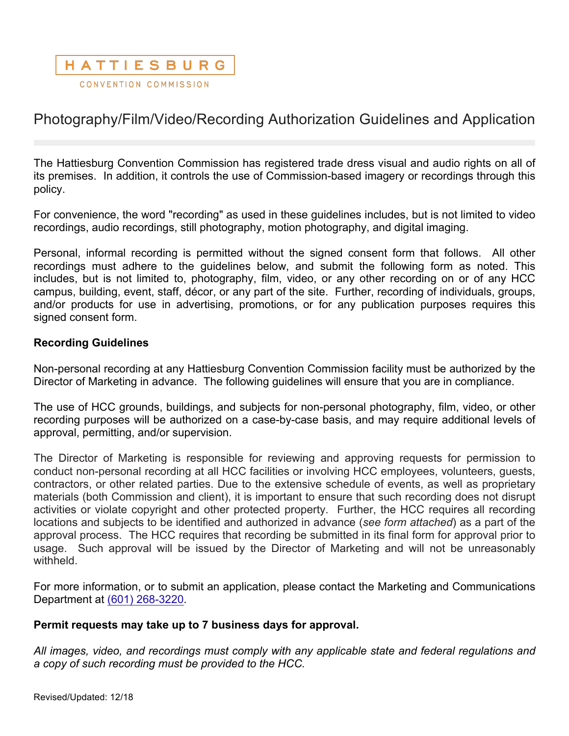HATTIESBURG

CONVENTION COMMISSION

# Photography/Film/Video/Recording Authorization Guidelines and Application

The Hattiesburg Convention Commission has registered trade dress visual and audio rights on all of its premises. In addition, it controls the use of Commission-based imagery or recordings through this policy.

For convenience, the word "recording" as used in these guidelines includes, but is not limited to video recordings, audio recordings, still photography, motion photography, and digital imaging.

Personal, informal recording is permitted without the signed consent form that follows. All other recordings must adhere to the guidelines below, and submit the following form as noted. This includes, but is not limited to, photography, film, video, or any other recording on or of any HCC campus, building, event, staff, décor, or any part of the site. Further, recording of individuals, groups, and/or products for use in advertising, promotions, or for any publication purposes requires this signed consent form.

**Recording Guidelines**

Non-personal recording at any Hattiesburg Convention Commission facility must be authorized by the Director of Marketing in advance. The following guidelines will ensure that you are in compliance.

The use of HCC grounds, buildings, and subjects for non-personal photography, film, video, or other recording purposes will be authorized on a case-by-case basis, and may require additional levels of approval, permitting, and/or supervision.

The Director of Marketing is responsible for reviewing and approving requests for permission to conduct non-personal recording at all HCC facilities or involving HCC employees, volunteers, guests, contractors, or other related parties. Due to the extensive schedule of events, as well as proprietary materials (both Commission and client), it is important to ensure that such recording does not disrupt activities or violate copyright and other protected property. Further, the HCC requires all recording locations and subjects to be identified and authorized in advance (*see form attached*) as a part of the approval process. The HCC requires that recording be submitted in its final form for approval prior to usage. Such approval will be issued by the Director of Marketing and will not be unreasonably withheld.

For more information, or to submit an application, please contact the Marketing and Communications Department at (601) 268-3220.

**Permit requests may take up to 7 business days for approval.**

*All images, video, and recordings must comply with any applicable state and federal regulations and a copy of such recording must be provided to the HCC.*

Revised/Updated: 12/18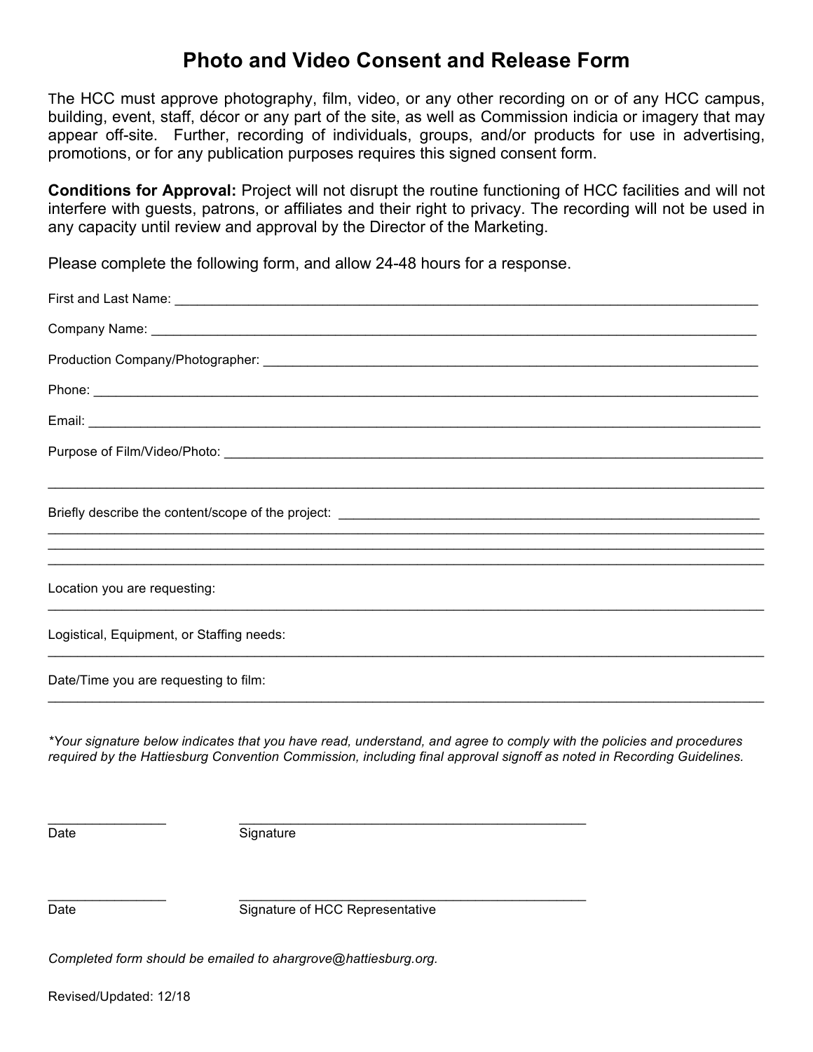# Photo and Video Consent and Release Form

The HCC must approve photography, film, video, or any other recording on or of any HCC campus, building, event, staff, décor or any part of the site, as well as Commission indicia or imagery that may appear off-site. Further, recording of individuals, groups, and/or products for use in advertising, promotions, or for any publication purposes requires this signed consent form.

**Conditions for Approval:** Project will not disrupt the routine functioning of HCC facilities and will not interfere with guests, patrons, or affiliates and their right to privacy. The recording will not be used in any capacity until review and approval by the Director of the Marketing.

Please complete the following form, and allow 24-48 hours for a response.

First and Last Name: ___________________________________________________________

Company Name: ___________________________________________________________

Production Company/Photographer: ___________________________________________________________

Phone: ___________________________________________________________

Email: ___________________________________________________________

Purpose of Film/Video/Photo: ___________________________________________________________

___________________________________________________________

Briefly describe the content/scope of the project: ___________________________________________________________

___________________________________________________________

___________________________________________________________

___________________________________________________________

Location you are requesting:

___________________________________________________________

Logistical, Equipment, or Staffing needs:

___________________________________________________________

Date/Time you are requesting to film:

___________________________________________________________

**Your signature below indicates that you have read, understand, and agree to comply with the policies and procedures required by the Hattiesburg Convention Commission, including final approval signoff as noted in Recording Guidelines.*

________________ ________________________________________

Date Signature

________________ ________________________________________

Date Signature of HCC Representative

*Completed form should be emailed to ahargrove@hattiesburg.org.*

Revised/Updated: 12/18